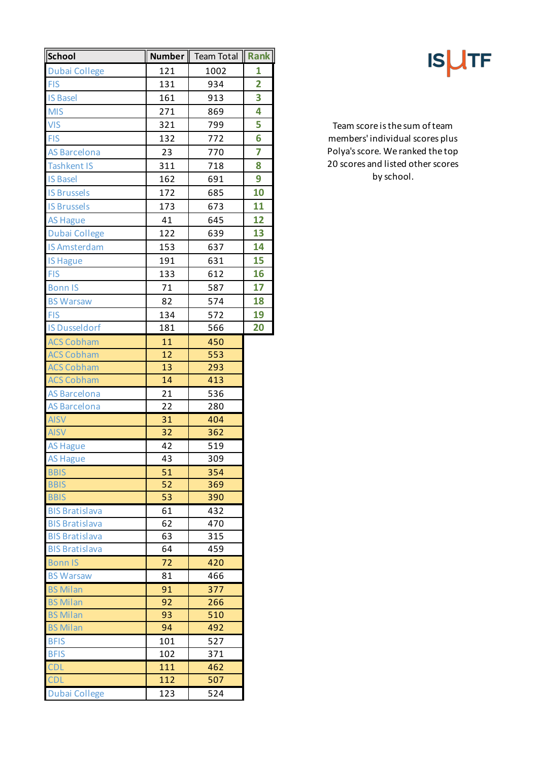ISUTF

Team score is the sum of team members' individual scores plus Polya's score. We ranked the top 20 scores and listed other scores by school.

| School | Number | Team Total | Rank |
|---|---|---|---|
| Dubai College | 121 | 1002 | 1 |
| FIS | 131 | 934 | 2 |
| IS Basel | 161 | 913 | 3 |
| MIS | 271 | 869 | 4 |
| VIS | 321 | 799 | 5 |
| FIS | 132 | 772 | 6 |
| AS Barcelona | 23 | 770 | 7 |
| Tashkent IS | 311 | 718 | 8 |
| IS Basel | 162 | 691 | 9 |
| IS Brussels | 172 | 685 | 10 |
| IS Brussels | 173 | 673 | 11 |
| AS Hague | 41 | 645 | 12 |
| Dubai College | 122 | 639 | 13 |
| IS Amsterdam | 153 | 637 | 14 |
| IS Hague | 191 | 631 | 15 |
| FIS | 133 | 612 | 16 |
| Bonn IS | 71 | 587 | 17 |
| BS Warsaw | 82 | 574 | 18 |
| FIS | 134 | 572 | 19 |
| IS Dusseldorf | 181 | 566 | 20 |
| ACS Cobham | 11 | 450 | |
| ACS Cobham | 12 | 553 | |
| ACS Cobham | 13 | 293 | |
| ACS Cobham | 14 | 413 | |
| AS Barcelona | 21 | 536 | |
| AS Barcelona | 22 | 280 | |
| AISV | 31 | 404 | |
| AISV | 32 | 362 | |
| AS Hague | 42 | 519 | |
| AS Hague | 43 | 309 | |
| BBIS | 51 | 354 | |
| BBIS | 52 | 369 | |
| BBIS | 53 | 390 | |
| BIS Bratislava | 61 | 432 | |
| BIS Bratislava | 62 | 470 | |
| BIS Bratislava | 63 | 315 | |
| BIS Bratislava | 64 | 459 | |
| Bonn IS | 72 | 420 | |
| BS Warsaw | 81 | 466 | |
| BS Milan | 91 | 377 | |
| BS Milan | 92 | 266 | |
| BS Milan | 93 | 510 | |
| BS Milan | 94 | 492 | |
| BFIS | 101 | 527 | |
| BFIS | 102 | 371 | |
| CDL | 111 | 462 | |
| CDL | 112 | 507 | |
| Dubai College | 123 | 524 | |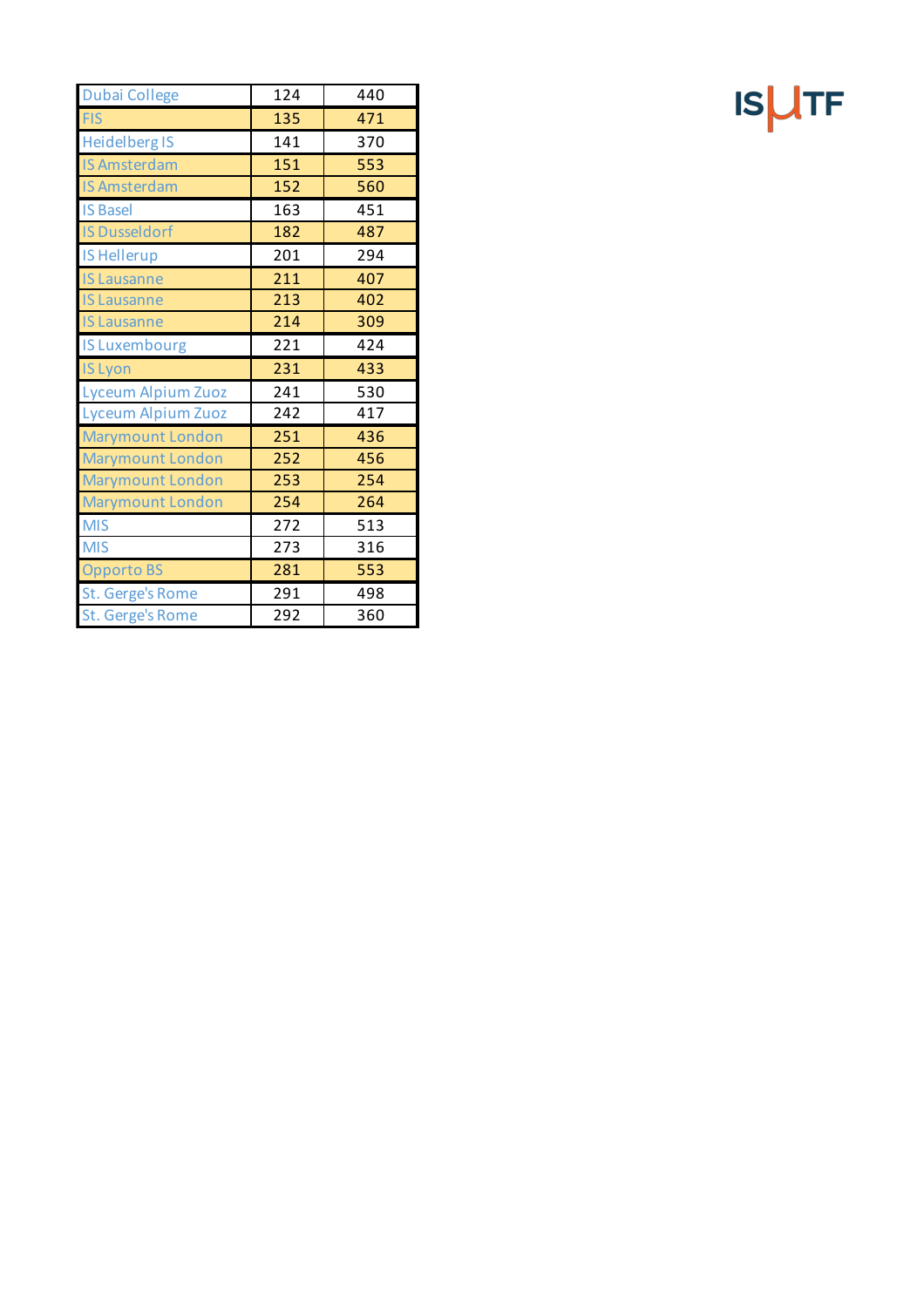ISUTF

| | | |
|---|---|---|
| Dubai College | 124 | 440 |
| FIS | 135 | 471 |
| Heidelberg IS | 141 | 370 |
| IS Amsterdam | 151 | 553 |
| IS Amsterdam | 152 | 560 |
| IS Basel | 163 | 451 |
| IS Dusseldorf | 182 | 487 |
| IS Hellerup | 201 | 294 |
| IS Lausanne | 211 | 407 |
| IS Lausanne | 213 | 402 |
| IS Lausanne | 214 | 309 |
| IS Luxembourg | 221 | 424 |
| IS Lyon | 231 | 433 |
| Lyceum Alpium Zuoz | 241 | 530 |
| Lyceum Alpium Zuoz | 242 | 417 |
| Marymount London | 251 | 436 |
| Marymount London | 252 | 456 |
| Marymount London | 253 | 254 |
| Marymount London | 254 | 264 |
| MIS | 272 | 513 |
| MIS | 273 | 316 |
| Opporto BS | 281 | 553 |
| St. Gerge's Rome | 291 | 498 |
| St. Gerge's Rome | 292 | 360 |